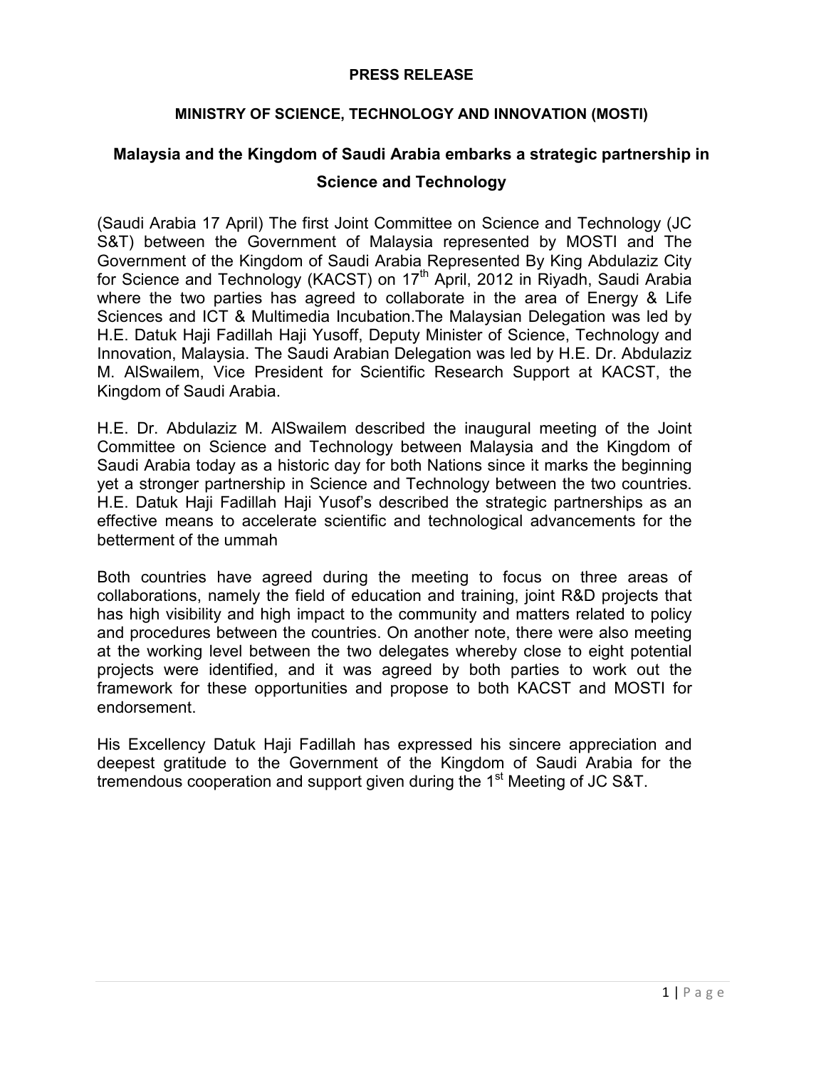**PRESS RELEASE**

**MINISTRY OF SCIENCE, TECHNOLOGY AND INNOVATION (MOSTI)**

# Malaysia and the Kingdom of Saudi Arabia embarks a strategic partnership in Science and Technology

(Saudi Arabia 17 April) The first Joint Committee on Science and Technology (JC S&T) between the Government of Malaysia represented by MOSTI and The Government of the Kingdom of Saudi Arabia Represented By King Abdulaziz City for Science and Technology (KACST) on 17th April, 2012 in Riyadh, Saudi Arabia where the two parties has agreed to collaborate in the area of Energy & Life Sciences and ICT & Multimedia Incubation.The Malaysian Delegation was led by H.E. Datuk Haji Fadillah Haji Yusoff, Deputy Minister of Science, Technology and Innovation, Malaysia. The Saudi Arabian Delegation was led by H.E. Dr. Abdulaziz M. AlSwailem, Vice President for Scientific Research Support at KACST, the Kingdom of Saudi Arabia.

H.E. Dr. Abdulaziz M. AlSwailem described the inaugural meeting of the Joint Committee on Science and Technology between Malaysia and the Kingdom of Saudi Arabia today as a historic day for both Nations since it marks the beginning yet a stronger partnership in Science and Technology between the two countries. H.E. Datuk Haji Fadillah Haji Yusof's described the strategic partnerships as an effective means to accelerate scientific and technological advancements for the betterment of the ummah

Both countries have agreed during the meeting to focus on three areas of collaborations, namely the field of education and training, joint R&D projects that has high visibility and high impact to the community and matters related to policy and procedures between the countries. On another note, there were also meeting at the working level between the two delegates whereby close to eight potential projects were identified, and it was agreed by both parties to work out the framework for these opportunities and propose to both KACST and MOSTI for endorsement.

His Excellency Datuk Haji Fadillah has expressed his sincere appreciation and deepest gratitude to the Government of the Kingdom of Saudi Arabia for the tremendous cooperation and support given during the 1st Meeting of JC S&T.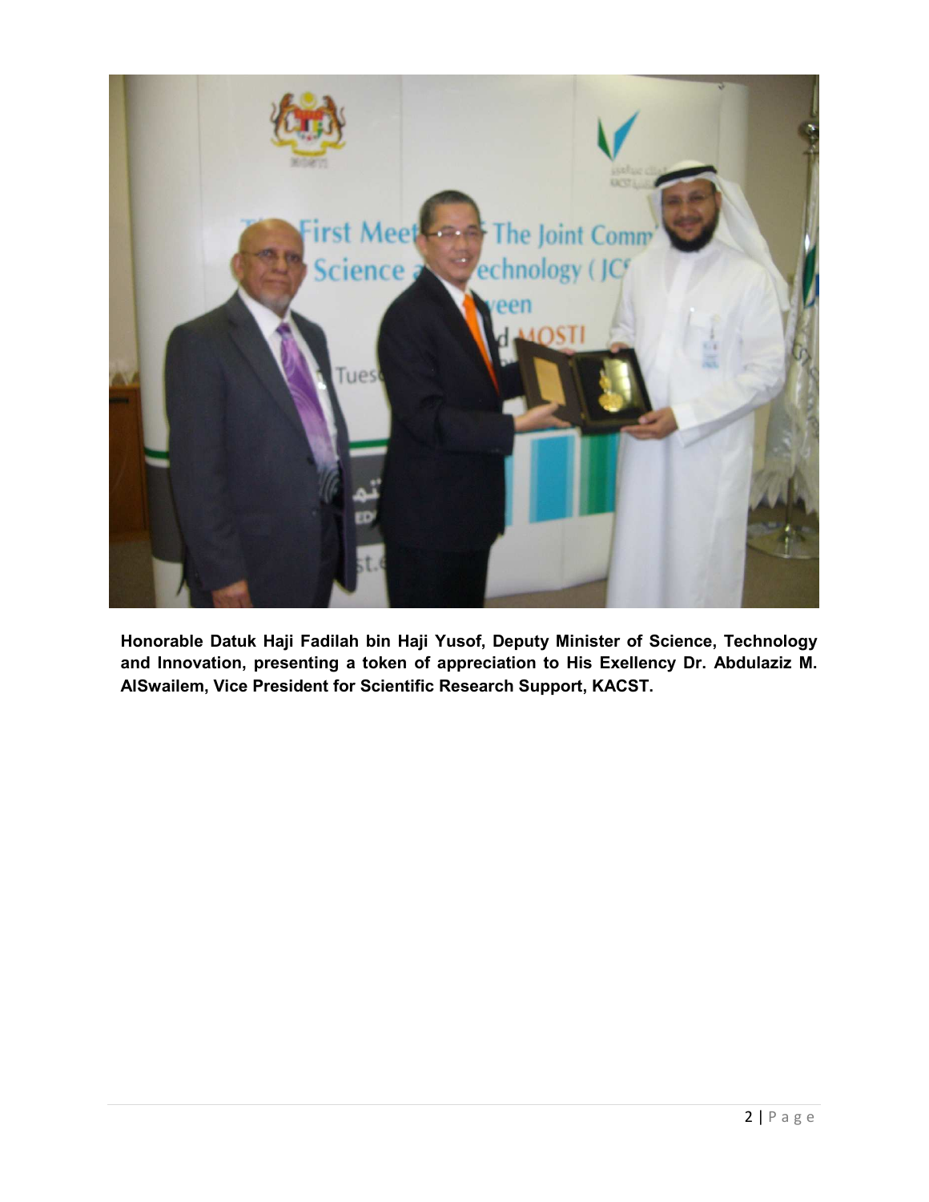**Honorable Datuk Haji Fadilah bin Haji Yusof, Deputy Minister of Science, Technology and Innovation, presenting a token of appreciation to His Exellency Dr. Abdulaziz M. AlSwailem, Vice President for Scientific Research Support, KACST.**